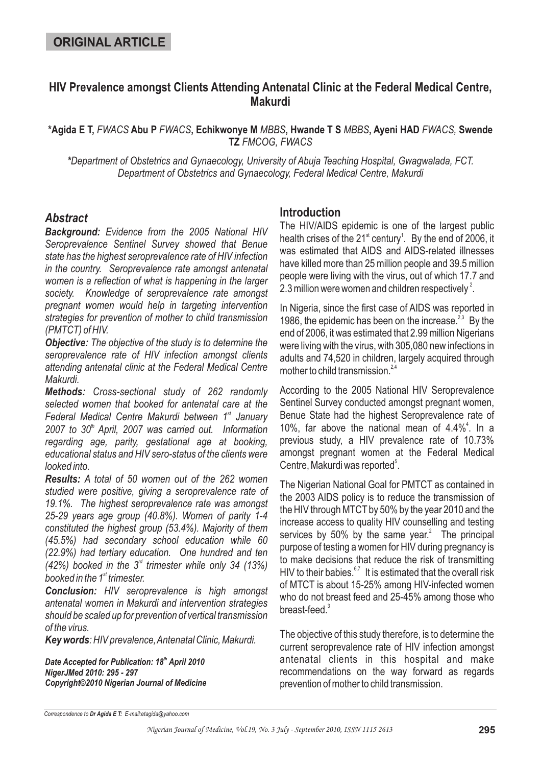**ORIGINAL ARTICLE**

# HIV Prevalence amongst Clients Attending Antenatal Clinic at the Federal Medical Centre, Makurdi

**\*Agida E T,** *FWACS* **Abu P** *FWACS*, **Echikwonye M** *MBBS*, **Hwande T S** *MBBS*, **Ayeni HAD** *FWACS*, **Swende TZ** *FMCOG, FWACS*

*\*Department of Obstetrics and Gynaecology, University of Abuja Teaching Hospital, Gwagwalada, FCT. Department of Obstetrics and Gynaecology, Federal Medical Centre, Makurdi*

## *Abstract*

***Background:*** *Evidence from the 2005 National HIV Seroprevalence Sentinel Survey showed that Benue state has the highest seroprevalence rate of HIV infection in the country. Seroprevalence rate amongst antenatal women is a reflection of what is happening in the larger society. Knowledge of seroprevalence rate amongst pregnant women would help in targeting intervention strategies for prevention of mother to child transmission (PMTCT) of HIV.*

***Objective:*** *The objective of the study is to determine the seroprevalence rate of HIV infection amongst clients attending antenatal clinic at the Federal Medical Centre Makurdi.*

***Methods:*** *Cross-sectional study of 262 randomly selected women that booked for antenatal care at the Federal Medical Centre Makurdi between 1st January 2007 to 30th April, 2007 was carried out. Information regarding age, parity, gestational age at booking, educational status and HIV sero-status of the clients were looked into.*

***Results:*** *A total of 50 women out of the 262 women studied were positive, giving a seroprevalence rate of 19.1%. The highest seroprevalence rate was amongst 25-29 years age group (40.8%). Women of parity 1-4 constituted the highest group (53.4%). Majority of them (45.5%) had secondary school education while 60 (22.9%) had tertiary education. One hundred and ten (42%) booked in the 3rd trimester while only 34 (13%) booked in the 1st trimester.*

***Conclusion:*** *HIV seroprevalence is high amongst antenatal women in Makurdi and intervention strategies should be scaled up for prevention of vertical transmission of the virus.*

***Key words****: HIV prevalence, Antenatal Clinic, Makurdi.*

***Date Accepted for Publication: 18th April 2010***
***NigerJMed 2010: 295 - 297***
***Copyright©2010 Nigerian Journal of Medicine***

## Introduction

The HIV/AIDS epidemic is one of the largest public health crises of the 21st century[1]. By the end of 2006, it was estimated that AIDS and AIDS-related illnesses have killed more than 25 million people and 39.5 million people were living with the virus, out of which 17.7 and 2.3 million were women and children respectively [2].

In Nigeria, since the first case of AIDS was reported in 1986, the epidemic has been on the increase.[2,3] By the end of 2006, it was estimated that 2.99 million Nigerians were living with the virus, with 305,080 new infections in adults and 74,520 in children, largely acquired through mother to child transmission.[2,4]

According to the 2005 National HIV Seroprevalence Sentinel Survey conducted amongst pregnant women, Benue State had the highest Seroprevalence rate of 10%, far above the national mean of 4.4%[4]. In a previous study, a HIV prevalence rate of 10.73% amongst pregnant women at the Federal Medical Centre, Makurdi was reported[5].

The Nigerian National Goal for PMTCT as contained in the 2003 AIDS policy is to reduce the transmission of the HIV through MTCT by 50% by the year 2010 and the increase access to quality HIV counselling and testing services by 50% by the same year.[2] The principal purpose of testing a women for HIV during pregnancy is to make decisions that reduce the risk of transmitting HIV to their babies.[6,7] It is estimated that the overall risk of MTCT is about 15-25% among HIV-infected women who do not breast feed and 25-45% among those who breast-feed.[3]

The objective of this study therefore, is to determine the current seroprevalence rate of HIV infection amongst antenatal clients in this hospital and make recommendations on the way forward as regards prevention of mother to child transmission.

*Correspondence to **Dr Agida E T:** E-mail:etagida@yahoo.com*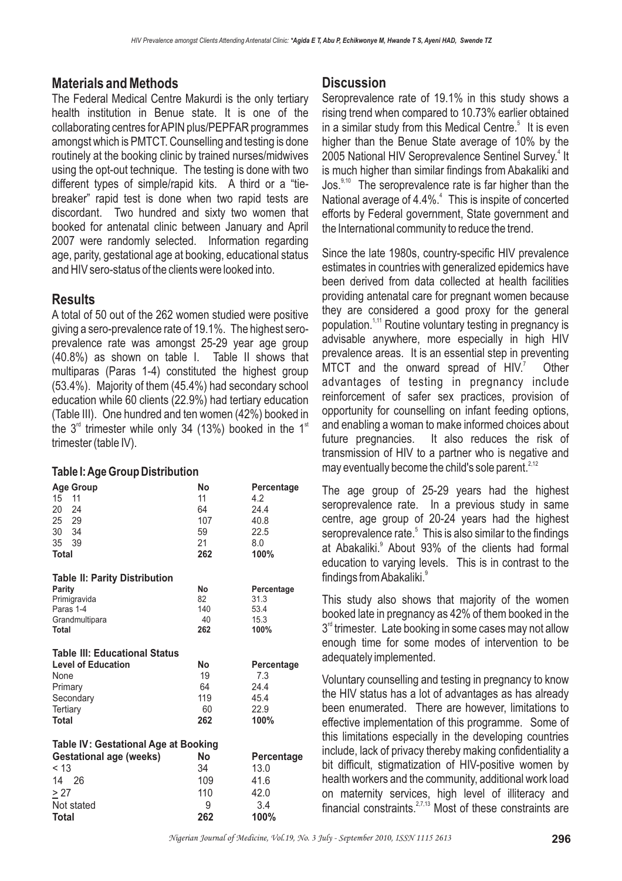## Materials and Methods

The Federal Medical Centre Makurdi is the only tertiary health institution in Benue state. It is one of the collaborating centres for APIN plus/PEPFAR programmes amongst which is PMTCT. Counselling and testing is done routinely at the booking clinic by trained nurses/midwives using the opt-out technique. The testing is done with two different types of simple/rapid kits. A third or a "tie-breaker" rapid test is done when two rapid tests are discordant. Two hundred and sixty two women that booked for antenatal clinic between January and April 2007 were randomly selected. Information regarding age, parity, gestational age at booking, educational status and HIV sero-status of the clients were looked into.

## Results

A total of 50 out of the 262 women studied were positive giving a sero-prevalence rate of 19.1%. The highest sero-prevalence rate was amongst 25-29 year age group (40.8%) as shown on table I. Table II shows that multiparas (Paras 1-4) constituted the highest group (53.4%). Majority of them (45.4%) had secondary school education while 60 clients (22.9%) had tertiary education (Table III). One hundred and ten women (42%) booked in the 3rd trimester while only 34 (13%) booked in the 1st trimester (table IV).

### Table I: Age Group Distribution

| Age Group | No | Percentage |
|---|---|---|
| 15 11 | 11 | 4.2 |
| 20 24 | 64 | 24.4 |
| 25 29 | 107 | 40.8 |
| 30 34 | 59 | 22.5 |
| 35 39 | 21 | 8.0 |
| **Total** | **262** | **100%** |

### Table II: Parity Distribution

| Parity | No | Percentage |
|---|---|---|
| Primigravida | 82 | 31.3 |
| Paras 1-4 | 140 | 53.4 |
| Grandmultipara | 40 | 15.3 |
| **Total** | **262** | **100%** |

### Table III: Educational Status

| Level of Education | No | Percentage |
|---|---|---|
| None | 19 | 7.3 |
| Primary | 64 | 24.4 |
| Secondary | 119 | 45.4 |
| Tertiary | 60 | 22.9 |
| **Total** | **262** | **100%** |

### Table IV: Gestational Age at Booking

| Gestational age (weeks) | No | Percentage |
|---|---|---|
| < 13 | 34 | 13.0 |
| 14 26 | 109 | 41.6 |
| > 27 | 110 | 42.0 |
| Not stated | 9 | 3.4 |
| **Total** | **262** | **100%** |

## Discussion

Seroprevalence rate of 19.1% in this study shows a rising trend when compared to 10.73% earlier obtained in a similar study from this Medical Centre.[5] It is even higher than the Benue State average of 10% by the 2005 National HIV Seroprevalence Sentinel Survey.[4] It is much higher than similar findings from Abakaliki and Jos.[9,10] The seroprevalence rate is far higher than the National average of 4.4%.[4] This is inspite of concerted efforts by Federal government, State government and the International community to reduce the trend.

Since the late 1980s, country-specific HIV prevalence estimates in countries with generalized epidemics have been derived from data collected at health facilities providing antenatal care for pregnant women because they are considered a good proxy for the general population.[1,11] Routine voluntary testing in pregnancy is advisable anywhere, more especially in high HIV prevalence areas. It is an essential step in preventing MTCT and the onward spread of HIV.[7] Other advantages of testing in pregnancy include reinforcement of safer sex practices, provision of opportunity for counselling on infant feeding options, and enabling a woman to make informed choices about future pregnancies. It also reduces the risk of transmission of HIV to a partner who is negative and may eventually become the child's sole parent.[2,12]

The age group of 25-29 years had the highest seroprevalence rate. In a previous study in same centre, age group of 20-24 years had the highest seroprevalence rate.[5] This is also similar to the findings at Abakaliki.[9] About 93% of the clients had formal education to varying levels. This is in contrast to the findings from Abakaliki.[9]

This study also shows that majority of the women booked late in pregnancy as 42% of them booked in the 3rd trimester. Late booking in some cases may not allow enough time for some modes of intervention to be adequately implemented.

Voluntary counselling and testing in pregnancy to know the HIV status has a lot of advantages as has already been enumerated. There are however, limitations to effective implementation of this programme. Some of this limitations especially in the developing countries include, lack of privacy thereby making confidentiality a bit difficult, stigmatization of HIV-positive women by health workers and the community, additional work load on maternity services, high level of illiteracy and financial constraints.[2,7,13] Most of these constraints are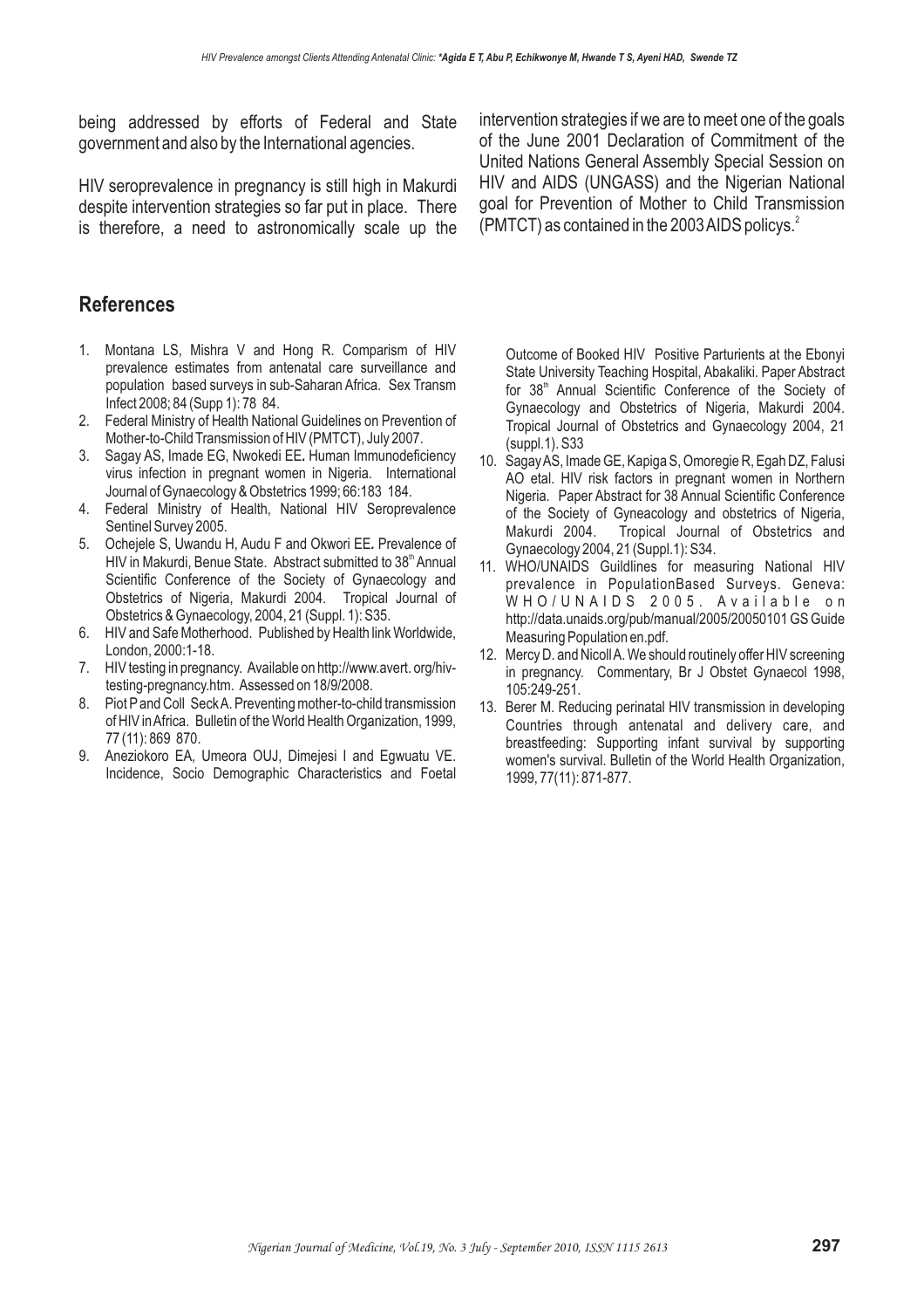being addressed by efforts of Federal and State government and also by the International agencies.

HIV seroprevalence in pregnancy is still high in Makurdi despite intervention strategies so far put in place. There is therefore, a need to astronomically scale up the intervention strategies if we are to meet one of the goals of the June 2001 Declaration of Commitment of the United Nations General Assembly Special Session on HIV and AIDS (UNGASS) and the Nigerian National goal for Prevention of Mother to Child Transmission (PMTCT) as contained in the 2003 AIDS policys.[2]

## References

1. Montana LS, Mishra V and Hong R. Comparism of HIV prevalence estimates from antenatal care surveillance and population based surveys in sub-Saharan Africa. Sex Transm Infect 2008; 84 (Supp 1): 78 84.
2. Federal Ministry of Health National Guidelines on Prevention of Mother-to-Child Transmission of HIV (PMTCT), July 2007.
3. Sagay AS, Imade EG, Nwokedi EE. Human Immunodeficiency virus infection in pregnant women in Nigeria. International Journal of Gynaecology & Obstetrics 1999; 66:183 184.
4. Federal Ministry of Health, National HIV Seroprevalence Sentinel Survey 2005.
5. Ochejele S, Uwandu H, Audu F and Okwori EE. Prevalence of HIV in Makurdi, Benue State. Abstract submitted to 38[th] Annual Scientific Conference of the Society of Gynaecology and Obstetrics of Nigeria, Makurdi 2004. Tropical Journal of Obstetrics & Gynaecology, 2004, 21 (Suppl. 1): S35.
6. HIV and Safe Motherhood. Published by Health link Worldwide, London, 2000:1-18.
7. HIV testing in pregnancy. Available on http://www.avert. org/hiv-testing-pregnancy.htm. Assessed on 18/9/2008.
8. Piot P and Coll Seck A. Preventing mother-to-child transmission of HIV in Africa. Bulletin of the World Health Organization, 1999, 77 (11): 869 870.
9. Aneziokoro EA, Umeora OUJ, Dimejesi I and Egwuatu VE. Incidence, Socio Demographic Characteristics and Foetal Outcome of Booked HIV Positive Parturients at the Ebonyi State University Teaching Hospital, Abakaliki. Paper Abstract for 38[th] Annual Scientific Conference of the Society of Gynaecology and Obstetrics of Nigeria, Makurdi 2004. Tropical Journal of Obstetrics and Gynaecology 2004, 21 (suppl.1). S33
10. Sagay AS, Imade GE, Kapiga S, Omoregie R, Egah DZ, Falusi AO etal. HIV risk factors in pregnant women in Northern Nigeria. Paper Abstract for 38 Annual Scientific Conference of the Society of Gyneacology and obstetrics of Nigeria, Makurdi 2004. Tropical Journal of Obstetrics and Gynaecology 2004, 21 (Suppl.1): S34.
11. WHO/UNAIDS Guildlines for measuring National HIV prevalence in PopulationBased Surveys. Geneva: WHO/UNAIDS 2005. Available on http://data.unaids.org/pub/manual/2005/20050101 GS Guide Measuring Population en.pdf.
12. Mercy D. and Nicoll A. We should routinely offer HIV screening in pregnancy. Commentary, Br J Obstet Gynaecol 1998, 105:249-251.
13. Berer M. Reducing perinatal HIV transmission in developing Countries through antenatal and delivery care, and breastfeeding: Supporting infant survival by supporting women's survival. Bulletin of the World Health Organization, 1999, 77(11): 871-877.